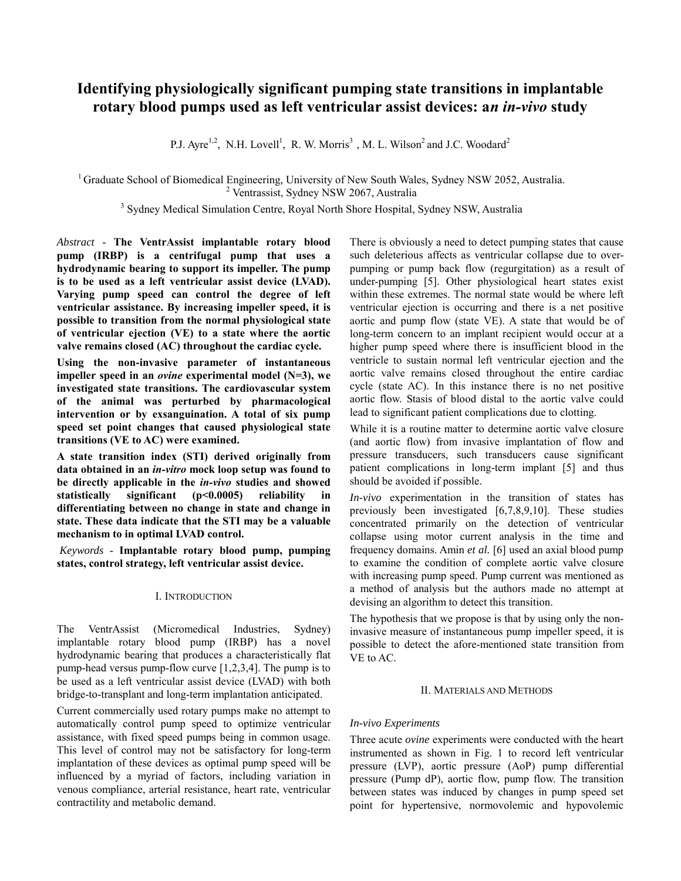# Identifying physiologically significant pumping state transitions in implantable rotary blood pumps used as left ventricular assist devices: a*n in-vivo* study

P.J. Ayre[1,2], N.H. Lovell[1], R. W. Morris[3] , M. L. Wilson[2] and J.C. Woodard[2]

[1] Graduate School of Biomedical Engineering, University of New South Wales, Sydney NSW 2052, Australia.
[2] Ventrassist, Sydney NSW 2067, Australia
[3] Sydney Medical Simulation Centre, Royal North Shore Hospital, Sydney NSW, Australia

*Abstract* - **The VentrAssist implantable rotary blood pump (IRBP) is a centrifugal pump that uses a hydrodynamic bearing to support its impeller. The pump is to be used as a left ventricular assist device (LVAD). Varying pump speed can control the degree of left ventricular assistance. By increasing impeller speed, it is possible to transition from the normal physiological state of ventricular ejection (VE) to a state where the aortic valve remains closed (AC) throughout the cardiac cycle.**

**Using the non-invasive parameter of instantaneous impeller speed in an *ovine* experimental model (N=3), we investigated state transitions. The cardiovascular system of the animal was perturbed by pharmacological intervention or by exsanguination. A total of six pump speed set point changes that caused physiological state transitions (VE to AC) were examined.**

**A state transition index (STI) derived originally from data obtained in an *in-vitro* mock loop setup was found to be directly applicable in the *in-vivo* studies and showed statistically significant ($p<0.0005$) reliability in differentiating between no change in state and change in state. These data indicate that the STI may be a valuable mechanism to in optimal LVAD control.**

*Keywords* - **Implantable rotary blood pump, pumping states, control strategy, left ventricular assist device.**

## I. Introduction

The VentrAssist (Micromedical Industries, Sydney) implantable rotary blood pump (IRBP) has a novel hydrodynamic bearing that produces a characteristically flat pump-head versus pump-flow curve [1,2,3,4]. The pump is to be used as a left ventricular assist device (LVAD) with both bridge-to-transplant and long-term implantation anticipated.

Current commercially used rotary pumps make no attempt to automatically control pump speed to optimize ventricular assistance, with fixed speed pumps being in common usage. This level of control may not be satisfactory for long-term implantation of these devices as optimal pump speed will be influenced by a myriad of factors, including variation in venous compliance, arterial resistance, heart rate, ventricular contractility and metabolic demand.

There is obviously a need to detect pumping states that cause such deleterious affects as ventricular collapse due to over-pumping or pump back flow (regurgitation) as a result of under-pumping [5]. Other physiological heart states exist within these extremes. The normal state would be where left ventricular ejection is occurring and there is a net positive aortic and pump flow (state VE). A state that would be of long-term concern to an implant recipient would occur at a higher pump speed where there is insufficient blood in the ventricle to sustain normal left ventricular ejection and the aortic valve remains closed throughout the entire cardiac cycle (state AC). In this instance there is no net positive aortic flow. Stasis of blood distal to the aortic valve could lead to significant patient complications due to clotting.

While it is a routine matter to determine aortic valve closure (and aortic flow) from invasive implantation of flow and pressure transducers, such transducers cause significant patient complications in long-term implant [5] and thus should be avoided if possible.

*In-vivo* experimentation in the transition of states has previously been investigated [6,7,8,9,10]. These studies concentrated primarily on the detection of ventricular collapse using motor current analysis in the time and frequency domains. Amin *et al.* [6] used an axial blood pump to examine the condition of complete aortic valve closure with increasing pump speed. Pump current was mentioned as a method of analysis but the authors made no attempt at devising an algorithm to detect this transition.

The hypothesis that we propose is that by using only the non-invasive measure of instantaneous pump impeller speed, it is possible to detect the afore-mentioned state transition from VE to AC.

## II. Materials and Methods

### *In-vivo Experiments*

Three acute *ovine* experiments were conducted with the heart instrumented as shown in Fig. 1 to record left ventricular pressure (LVP), aortic pressure (AoP) pump differential pressure (Pump dP), aortic flow, pump flow. The transition between states was induced by changes in pump speed set point for hypertensive, normovolemic and hypovolemic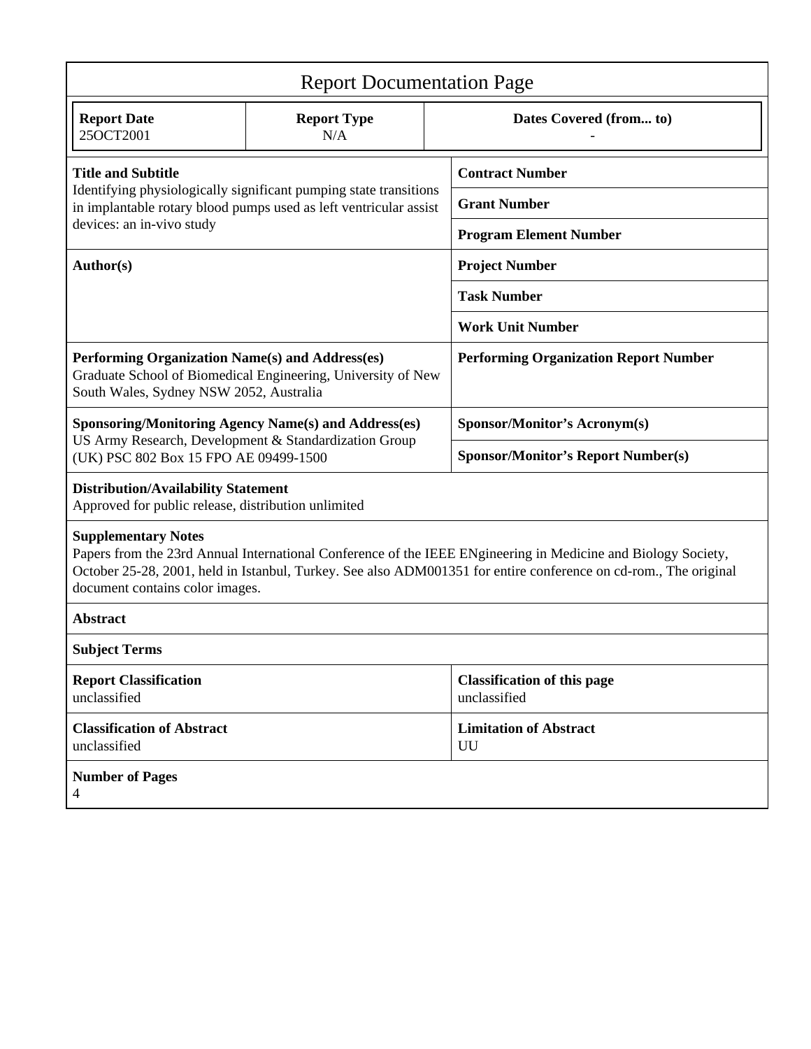# Report Documentation Page

| Report Date | Report Type | Dates Covered (from... to) |
|---|---|---|
| 25OCT2001 | N/A | - |

| | |
|---|---|
| **Title and Subtitle**<br>Identifying physiologically significant pumping state transitions in implantable rotary blood pumps used as left ventricular assist devices: an in-vivo study | **Contract Number** |
| | **Grant Number** |
| | **Program Element Number** |
| **Author(s)** | **Project Number** |
| | **Task Number** |
| | **Work Unit Number** |
| **Performing Organization Name(s) and Address(es)**<br>Graduate School of Biomedical Engineering, University of New South Wales, Sydney NSW 2052, Australia | **Performing Organization Report Number** |
| **Sponsoring/Monitoring Agency Name(s) and Address(es)**<br>US Army Research, Development & Standardization Group (UK) PSC 802 Box 15 FPO AE 09499-1500 | **Sponsor/Monitor's Acronym(s)** |
| | **Sponsor/Monitor's Report Number(s)** |

**Distribution/Availability Statement**
Approved for public release, distribution unlimited

**Supplementary Notes**
Papers from the 23rd Annual International Conference of the IEEE ENgineering in Medicine and Biology Society, October 25-28, 2001, held in Istanbul, Turkey. See also ADM001351 for entire conference on cd-rom., The original document contains color images.

**Abstract**

**Subject Terms**

| | |
|---|---|
| **Report Classification**<br>unclassified | **Classification of this page**<br>unclassified |
| **Classification of Abstract**<br>unclassified | **Limitation of Abstract**<br>UU |

**Number of Pages**
4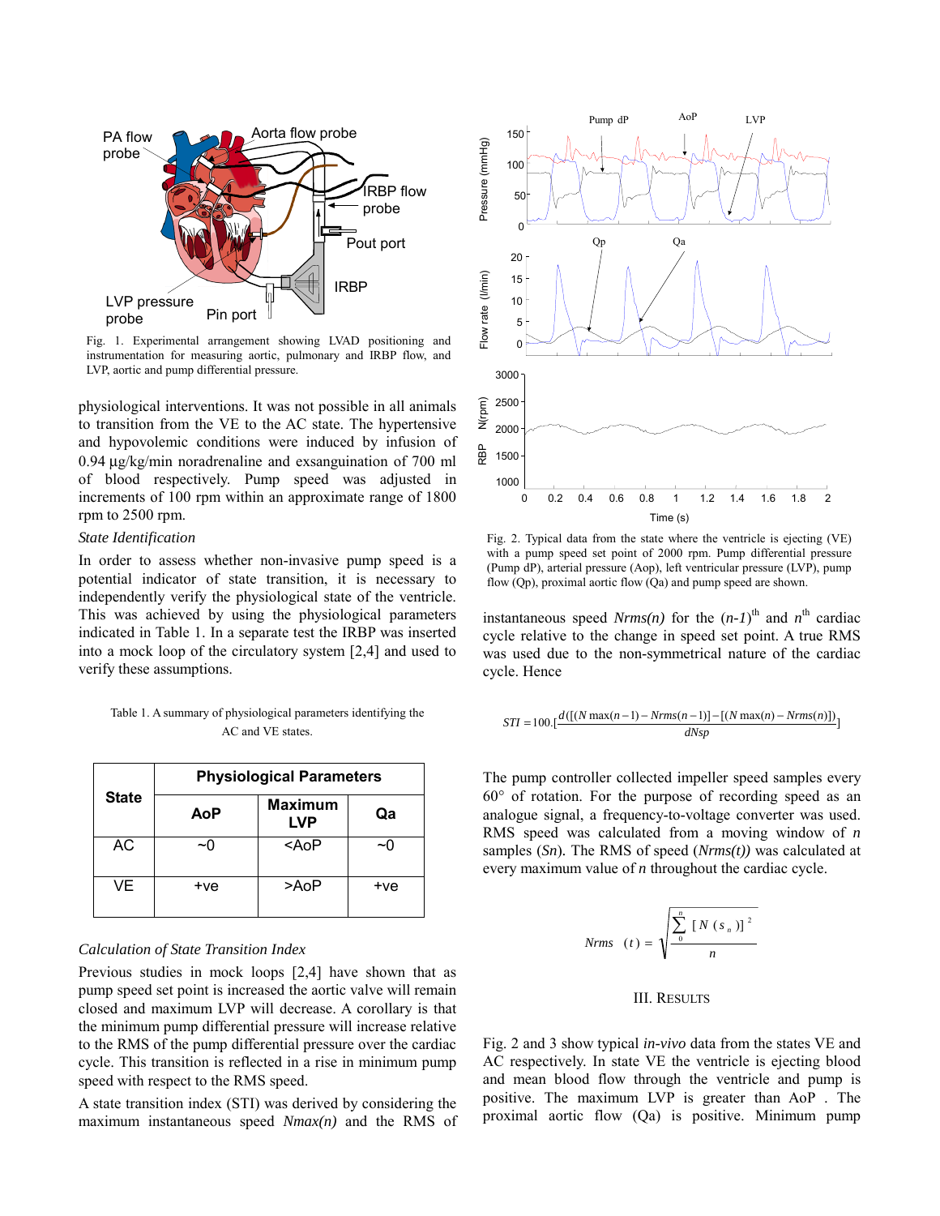Fig. 1. Experimental arrangement showing LVAD positioning and instrumentation for measuring aortic, pulmonary and IRBP flow, and LVP, aortic and pump differential pressure.

physiological interventions. It was not possible in all animals to transition from the VE to the AC state. The hypertensive and hypovolemic conditions were induced by infusion of 0.94 μg/kg/min noradrenaline and exsanguination of 700 ml of blood respectively. Pump speed was adjusted in increments of 100 rpm within an approximate range of 1800 rpm to 2500 rpm.

*State Identification*

In order to assess whether non-invasive pump speed is a potential indicator of state transition, it is necessary to independently verify the physiological state of the ventricle. This was achieved by using the physiological parameters indicated in Table 1. In a separate test the IRBP was inserted into a mock loop of the circulatory system [2,4] and used to verify these assumptions.

Table 1. A summary of physiological parameters identifying the AC and VE states.

| State | Physiological Parameters | | |
|---|---|---|---|
| | **AoP** | **Maximum LVP** | **Qa** |
| AC | ~0 | <AoP | ~0 |
| VE | +ve | >AoP | +ve |

*Calculation of State Transition Index*

Previous studies in mock loops [2,4] have shown that as pump speed set point is increased the aortic valve will remain closed and maximum LVP will decrease. A corollary is that the minimum pump differential pressure will increase relative to the RMS of the pump differential pressure over the cardiac cycle. This transition is reflected in a rise in minimum pump speed with respect to the RMS speed.

A state transition index (STI) was derived by considering the maximum instantaneous speed *Nmax(n)* and the RMS of instantaneous speed *Nrms(n)* for the (*n-1*)[th] and *n*[th] cardiac cycle relative to the change in speed set point. A true RMS was used due to the non-symmetrical nature of the cardiac cycle. Hence

$$STI = 100.[\frac{d([(N\max(n-1) - Nrms(n-1)] - [(N\max(n) - Nrms(n)])}{dNsp}]$$

Fig. 2. Typical data from the state where the ventricle is ejecting (VE) with a pump speed set point of 2000 rpm. Pump differential pressure (Pump dP), arterial pressure (Aop), left ventricular pressure (LVP), pump flow (Qp), proximal aortic flow (Qa) and pump speed are shown.

The pump controller collected impeller speed samples every 60° of rotation. For the purpose of recording speed as an analogue signal, a frequency-to-voltage converter was used. RMS speed was calculated from a moving window of *n* samples (*Sn*). The RMS of speed (*Nrms(t))* was calculated at every maximum value of *n* throughout the cardiac cycle.

$$Nrms\ (t) = \sqrt{\frac{\sum_{0}^{n} [N(s_n)]^2}{n}}$$

## III. Results

Fig. 2 and 3 show typical *in-vivo* data from the states VE and AC respectively. In state VE the ventricle is ejecting blood and mean blood flow through the ventricle and pump is positive. The maximum LVP is greater than AoP . The proximal aortic flow (Qa) is positive. Minimum pump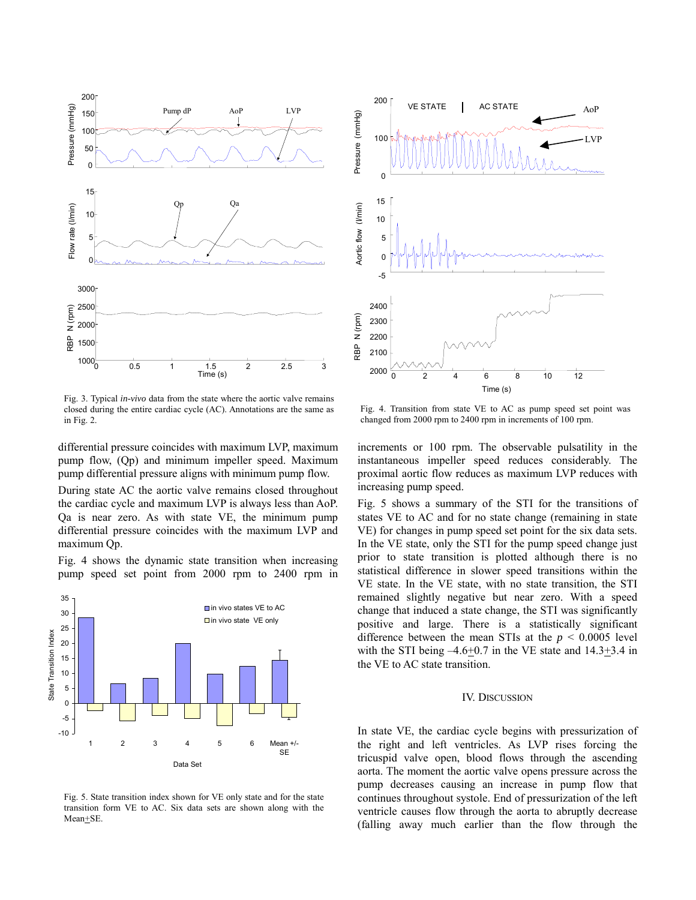Fig. 3. Typical *in-vivo* data from the state where the aortic valve remains closed during the entire cardiac cycle (AC). Annotations are the same as in Fig. 2.

Fig. 4. Transition from state VE to AC as pump speed set point was changed from 2000 rpm to 2400 rpm in increments of 100 rpm.

differential pressure coincides with maximum LVP, maximum pump flow, (Qp) and minimum impeller speed. Maximum pump differential pressure aligns with minimum pump flow.

During state AC the aortic valve remains closed throughout the cardiac cycle and maximum LVP is always less than AoP. Qa is near zero. As with state VE, the minimum pump differential pressure coincides with the maximum LVP and maximum Qp.

Fig. 4 shows the dynamic state transition when increasing pump speed set point from 2000 rpm to 2400 rpm in increments or 100 rpm. The observable pulsatility in the instantaneous impeller speed reduces considerably. The proximal aortic flow reduces as maximum LVP reduces with increasing pump speed.

Fig. 5. State transition index shown for VE only state and for the state transition form VE to AC. Six data sets are shown along with the Mean±SE.

Fig. 5 shows a summary of the STI for the transitions of states VE to AC and for no state change (remaining in state VE) for changes in pump speed set point for the six data sets. In the VE state, only the STI for the pump speed change just prior to state transition is plotted although there is no statistical difference in slower speed transitions within the VE state. In the VE state, with no state transition, the STI remained slightly negative but near zero. With a speed change that induced a state change, the STI was significantly positive and large. There is a statistically significant difference between the mean STIs at the $p < 0.0005$ level with the STI being $-4.6 \pm 0.7$ in the VE state and $14.3 \pm 3.4$ in the VE to AC state transition.

## IV. Discussion

In state VE, the cardiac cycle begins with pressurization of the right and left ventricles. As LVP rises forcing the tricuspid valve open, blood flows through the ascending aorta. The moment the aortic valve opens pressure across the pump decreases causing an increase in pump flow that continues throughout systole. End of pressurization of the left ventricle causes flow through the aorta to abruptly decrease (falling away much earlier than the flow through the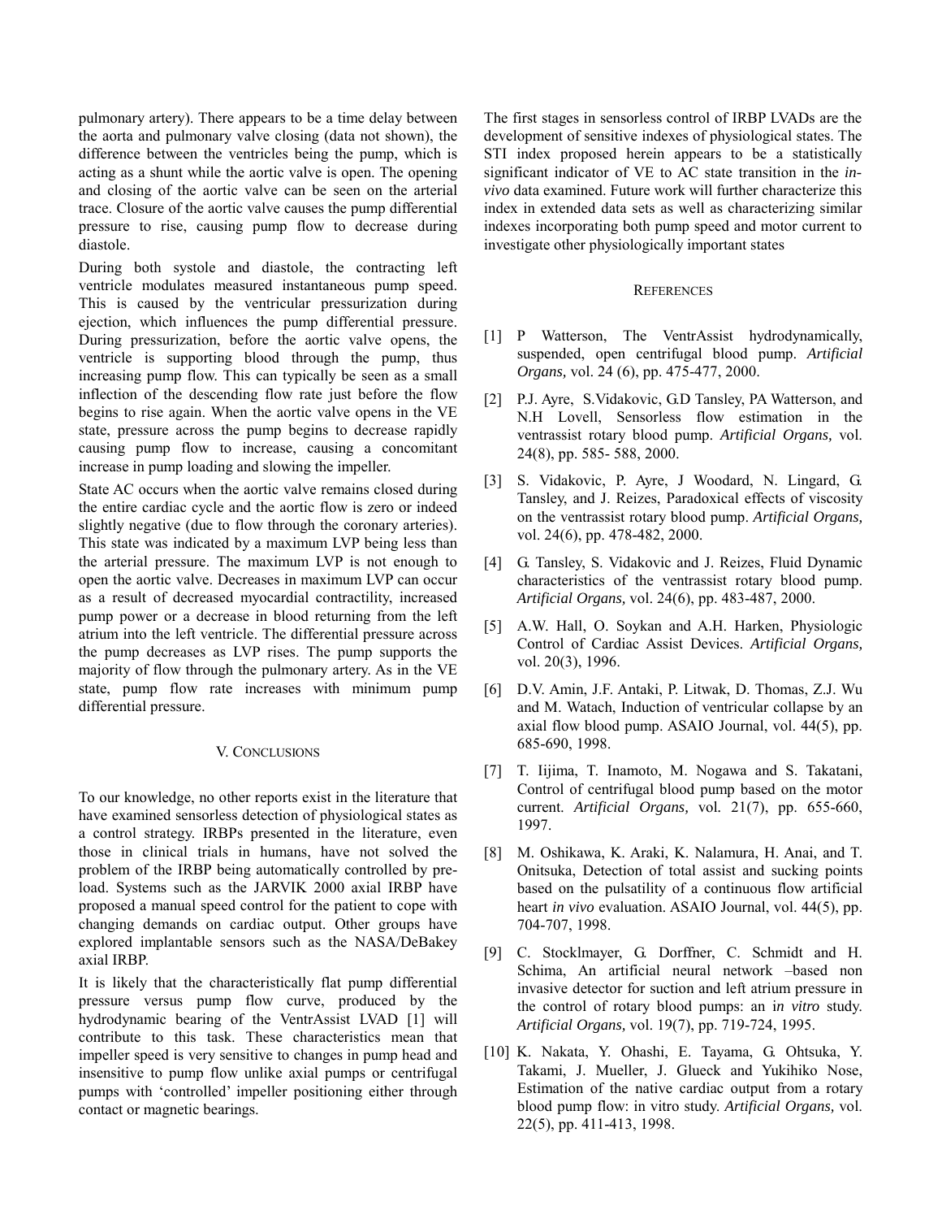pulmonary artery). There appears to be a time delay between the aorta and pulmonary valve closing (data not shown), the difference between the ventricles being the pump, which is acting as a shunt while the aortic valve is open. The opening and closing of the aortic valve can be seen on the arterial trace. Closure of the aortic valve causes the pump differential pressure to rise, causing pump flow to decrease during diastole.

During both systole and diastole, the contracting left ventricle modulates measured instantaneous pump speed. This is caused by the ventricular pressurization during ejection, which influences the pump differential pressure. During pressurization, before the aortic valve opens, the ventricle is supporting blood through the pump, thus increasing pump flow. This can typically be seen as a small inflection of the descending flow rate just before the flow begins to rise again. When the aortic valve opens in the VE state, pressure across the pump begins to decrease rapidly causing pump flow to increase, causing a concomitant increase in pump loading and slowing the impeller.

State AC occurs when the aortic valve remains closed during the entire cardiac cycle and the aortic flow is zero or indeed slightly negative (due to flow through the coronary arteries). This state was indicated by a maximum LVP being less than the arterial pressure. The maximum LVP is not enough to open the aortic valve. Decreases in maximum LVP can occur as a result of decreased myocardial contractility, increased pump power or a decrease in blood returning from the left atrium into the left ventricle. The differential pressure across the pump decreases as LVP rises. The pump supports the majority of flow through the pulmonary artery. As in the VE state, pump flow rate increases with minimum pump differential pressure.

## V. Conclusions

To our knowledge, no other reports exist in the literature that have examined sensorless detection of physiological states as a control strategy. IRBPs presented in the literature, even those in clinical trials in humans, have not solved the problem of the IRBP being automatically controlled by pre-load. Systems such as the JARVIK 2000 axial IRBP have proposed a manual speed control for the patient to cope with changing demands on cardiac output. Other groups have explored implantable sensors such as the NASA/DeBakey axial IRBP.

It is likely that the characteristically flat pump differential pressure versus pump flow curve, produced by the hydrodynamic bearing of the VentrAssist LVAD [1] will contribute to this task. These characteristics mean that impeller speed is very sensitive to changes in pump head and insensitive to pump flow unlike axial pumps or centrifugal pumps with 'controlled' impeller positioning either through contact or magnetic bearings.

The first stages in sensorless control of IRBP LVADs are the development of sensitive indexes of physiological states. The STI index proposed herein appears to be a statistically significant indicator of VE to AC state transition in the *in-vivo* data examined. Future work will further characterize this index in extended data sets as well as characterizing similar indexes incorporating both pump speed and motor current to investigate other physiologically important states

## References

[1] P Watterson, The VentrAssist hydrodynamically, suspended, open centrifugal blood pump. *Artificial Organs,* vol. 24 (6), pp. 475-477, 2000.

[2] P.J. Ayre, S.Vidakovic, G.D Tansley, PA Watterson, and N.H Lovell, Sensorless flow estimation in the ventrassist rotary blood pump. *Artificial Organs,* vol. 24(8), pp. 585- 588, 2000.

[3] S. Vidakovic, P. Ayre, J Woodard, N. Lingard, G. Tansley, and J. Reizes, Paradoxical effects of viscosity on the ventrassist rotary blood pump. *Artificial Organs,* vol. 24(6), pp. 478-482, 2000.

[4] G. Tansley, S. Vidakovic and J. Reizes, Fluid Dynamic characteristics of the ventrassist rotary blood pump. *Artificial Organs,* vol. 24(6), pp. 483-487, 2000.

[5] A.W. Hall, O. Soykan and A.H. Harken, Physiologic Control of Cardiac Assist Devices. *Artificial Organs,* vol. 20(3), 1996.

[6] D.V. Amin, J.F. Antaki, P. Litwak, D. Thomas, Z.J. Wu and M. Watach, Induction of ventricular collapse by an axial flow blood pump. ASAIO Journal, vol. 44(5), pp. 685-690, 1998.

[7] T. Iijima, T. Inamoto, M. Nogawa and S. Takatani, Control of centrifugal blood pump based on the motor current. *Artificial Organs,* vol. 21(7), pp. 655-660, 1997.

[8] M. Oshikawa, K. Araki, K. Nalamura, H. Anai, and T. Onitsuka, Detection of total assist and sucking points based on the pulsatility of a continuous flow artificial heart *in vivo* evaluation. ASAIO Journal, vol. 44(5), pp. 704-707, 1998.

[9] C. Stocklmayer, G. Dorffner, C. Schmidt and H. Schima, An artificial neural network –based non invasive detector for suction and left atrium pressure in the control of rotary blood pumps: an i*n vitro* study. *Artificial Organs,* vol. 19(7), pp. 719-724, 1995.

[10] K. Nakata, Y. Ohashi, E. Tayama, G. Ohtsuka, Y. Takami, J. Mueller, J. Glueck and Yukihiko Nose, Estimation of the native cardiac output from a rotary blood pump flow: in vitro study. *Artificial Organs,* vol. 22(5), pp. 411-413, 1998.